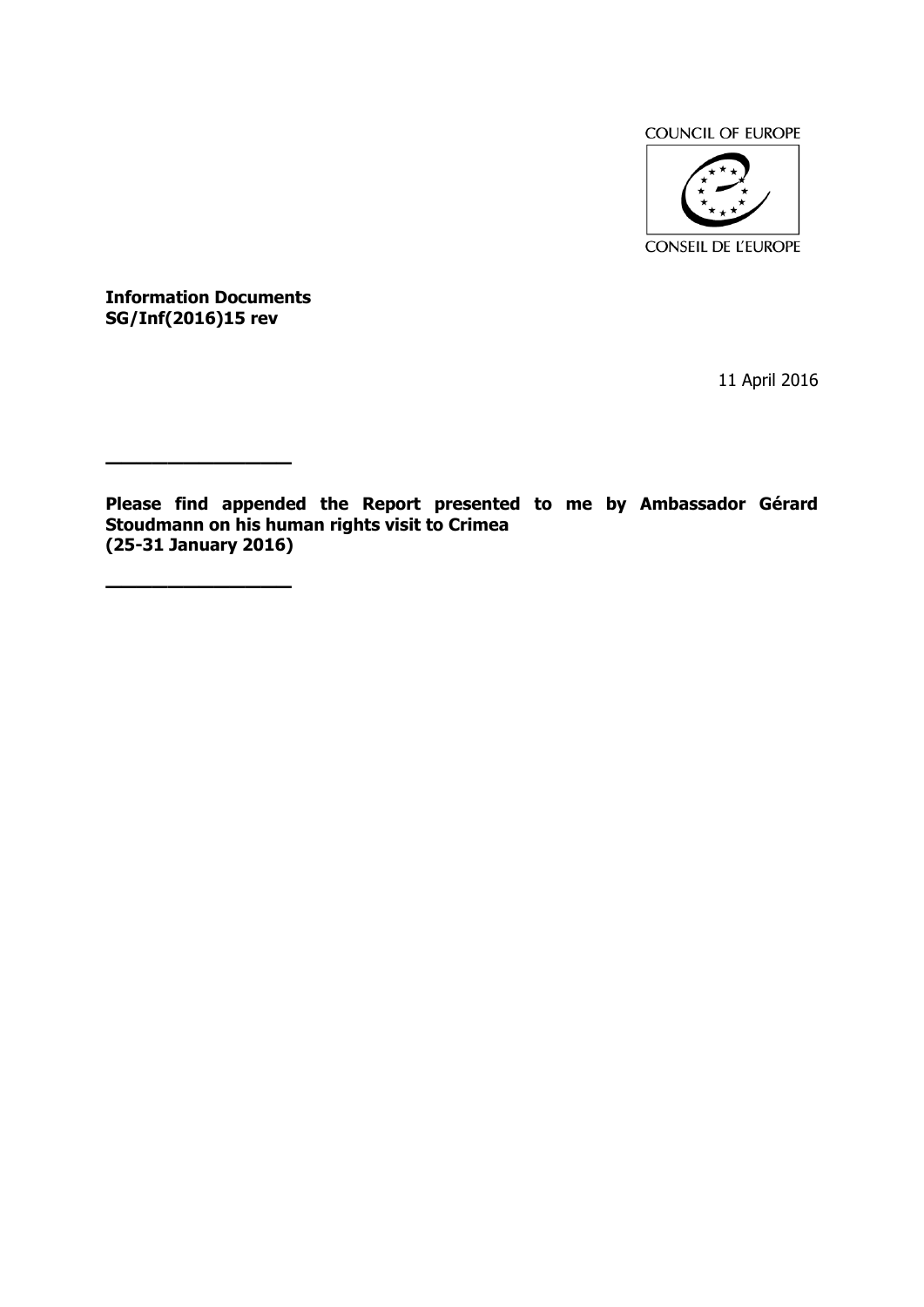COUNCIL OF EUROPE

CONSEIL DE L'EUROPE

**Information Documents**
**SG/Inf(2016)15 rev**

11 April 2016

---

**Please find appended the Report presented to me by Ambassador Gérard Stoudmann on his human rights visit to Crimea (25-31 January 2016)**

---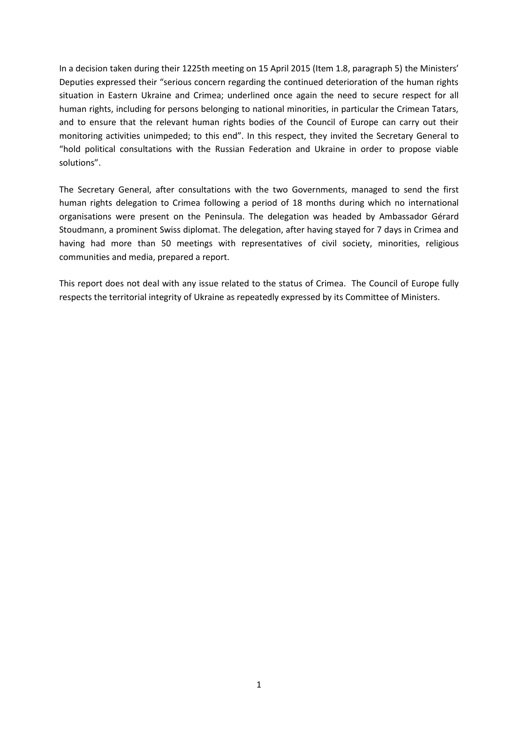In a decision taken during their 1225th meeting on 15 April 2015 (Item 1.8, paragraph 5) the Ministers' Deputies expressed their "serious concern regarding the continued deterioration of the human rights situation in Eastern Ukraine and Crimea; underlined once again the need to secure respect for all human rights, including for persons belonging to national minorities, in particular the Crimean Tatars, and to ensure that the relevant human rights bodies of the Council of Europe can carry out their monitoring activities unimpeded; to this end". In this respect, they invited the Secretary General to "hold political consultations with the Russian Federation and Ukraine in order to propose viable solutions".

The Secretary General, after consultations with the two Governments, managed to send the first human rights delegation to Crimea following a period of 18 months during which no international organisations were present on the Peninsula. The delegation was headed by Ambassador Gérard Stoudmann, a prominent Swiss diplomat. The delegation, after having stayed for 7 days in Crimea and having had more than 50 meetings with representatives of civil society, minorities, religious communities and media, prepared a report.

This report does not deal with any issue related to the status of Crimea. The Council of Europe fully respects the territorial integrity of Ukraine as repeatedly expressed by its Committee of Ministers.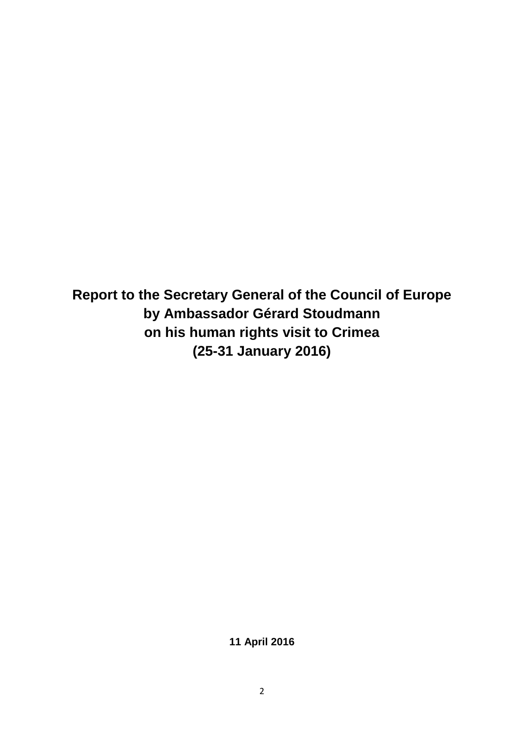**Report to the Secretary General of the Council of Europe**
**by Ambassador Gérard Stoudmann**
**on his human rights visit to Crimea**
**(25-31 January 2016)**

**11 April 2016**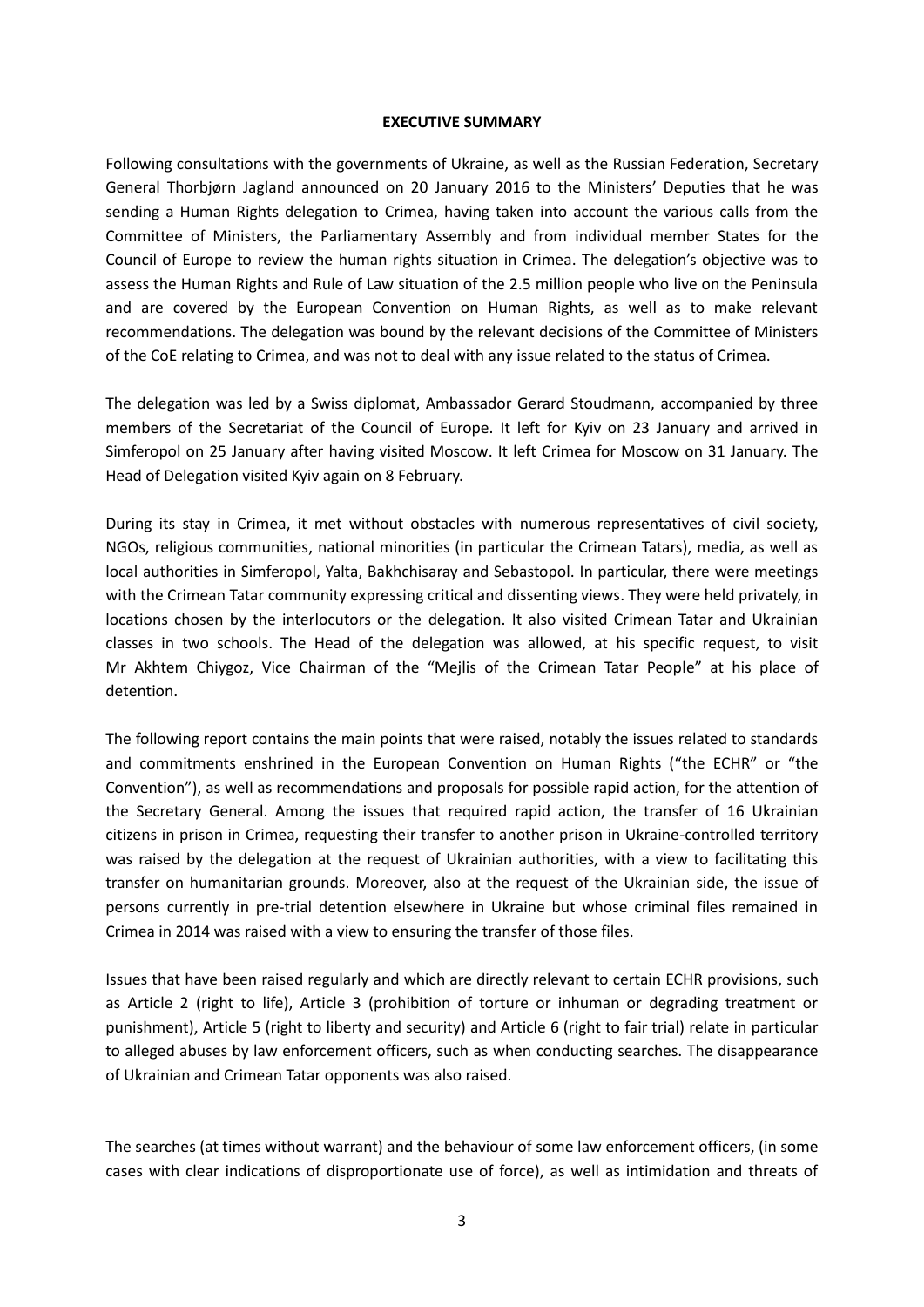**EXECUTIVE SUMMARY**

Following consultations with the governments of Ukraine, as well as the Russian Federation, Secretary General Thorbjørn Jagland announced on 20 January 2016 to the Ministers' Deputies that he was sending a Human Rights delegation to Crimea, having taken into account the various calls from the Committee of Ministers, the Parliamentary Assembly and from individual member States for the Council of Europe to review the human rights situation in Crimea. The delegation's objective was to assess the Human Rights and Rule of Law situation of the 2.5 million people who live on the Peninsula and are covered by the European Convention on Human Rights, as well as to make relevant recommendations. The delegation was bound by the relevant decisions of the Committee of Ministers of the CoE relating to Crimea, and was not to deal with any issue related to the status of Crimea.

The delegation was led by a Swiss diplomat, Ambassador Gerard Stoudmann, accompanied by three members of the Secretariat of the Council of Europe. It left for Kyiv on 23 January and arrived in Simferopol on 25 January after having visited Moscow. It left Crimea for Moscow on 31 January. The Head of Delegation visited Kyiv again on 8 February.

During its stay in Crimea, it met without obstacles with numerous representatives of civil society, NGOs, religious communities, national minorities (in particular the Crimean Tatars), media, as well as local authorities in Simferopol, Yalta, Bakhchisaray and Sebastopol. In particular, there were meetings with the Crimean Tatar community expressing critical and dissenting views. They were held privately, in locations chosen by the interlocutors or the delegation. It also visited Crimean Tatar and Ukrainian classes in two schools. The Head of the delegation was allowed, at his specific request, to visit Mr Akhtem Chiygoz, Vice Chairman of the "Mejlis of the Crimean Tatar People" at his place of detention.

The following report contains the main points that were raised, notably the issues related to standards and commitments enshrined in the European Convention on Human Rights ("the ECHR" or "the Convention"), as well as recommendations and proposals for possible rapid action, for the attention of the Secretary General. Among the issues that required rapid action, the transfer of 16 Ukrainian citizens in prison in Crimea, requesting their transfer to another prison in Ukraine-controlled territory was raised by the delegation at the request of Ukrainian authorities, with a view to facilitating this transfer on humanitarian grounds. Moreover, also at the request of the Ukrainian side, the issue of persons currently in pre-trial detention elsewhere in Ukraine but whose criminal files remained in Crimea in 2014 was raised with a view to ensuring the transfer of those files.

Issues that have been raised regularly and which are directly relevant to certain ECHR provisions, such as Article 2 (right to life), Article 3 (prohibition of torture or inhuman or degrading treatment or punishment), Article 5 (right to liberty and security) and Article 6 (right to fair trial) relate in particular to alleged abuses by law enforcement officers, such as when conducting searches. The disappearance of Ukrainian and Crimean Tatar opponents was also raised.

The searches (at times without warrant) and the behaviour of some law enforcement officers, (in some cases with clear indications of disproportionate use of force), as well as intimidation and threats of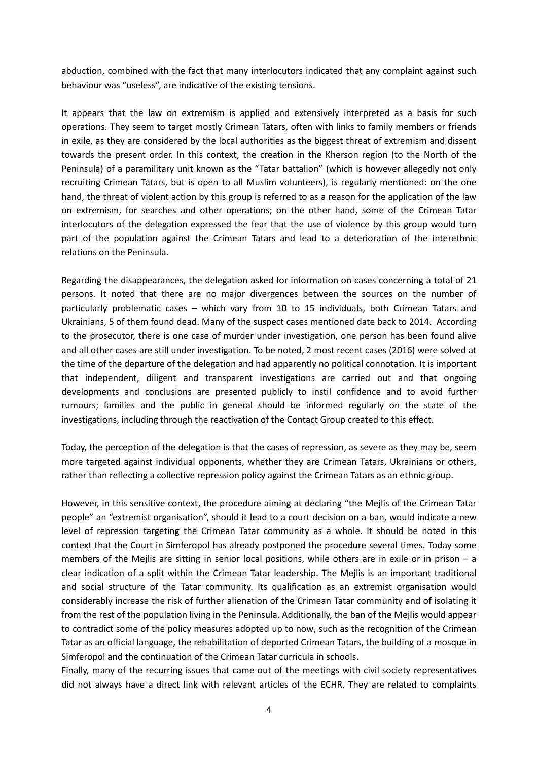abduction, combined with the fact that many interlocutors indicated that any complaint against such behaviour was "useless", are indicative of the existing tensions.

It appears that the law on extremism is applied and extensively interpreted as a basis for such operations. They seem to target mostly Crimean Tatars, often with links to family members or friends in exile, as they are considered by the local authorities as the biggest threat of extremism and dissent towards the present order. In this context, the creation in the Kherson region (to the North of the Peninsula) of a paramilitary unit known as the "Tatar battalion" (which is however allegedly not only recruiting Crimean Tatars, but is open to all Muslim volunteers), is regularly mentioned: on the one hand, the threat of violent action by this group is referred to as a reason for the application of the law on extremism, for searches and other operations; on the other hand, some of the Crimean Tatar interlocutors of the delegation expressed the fear that the use of violence by this group would turn part of the population against the Crimean Tatars and lead to a deterioration of the interethnic relations on the Peninsula.

Regarding the disappearances, the delegation asked for information on cases concerning a total of 21 persons. It noted that there are no major divergences between the sources on the number of particularly problematic cases – which vary from 10 to 15 individuals, both Crimean Tatars and Ukrainians, 5 of them found dead. Many of the suspect cases mentioned date back to 2014. According to the prosecutor, there is one case of murder under investigation, one person has been found alive and all other cases are still under investigation. To be noted, 2 most recent cases (2016) were solved at the time of the departure of the delegation and had apparently no political connotation. It is important that independent, diligent and transparent investigations are carried out and that ongoing developments and conclusions are presented publicly to instil confidence and to avoid further rumours; families and the public in general should be informed regularly on the state of the investigations, including through the reactivation of the Contact Group created to this effect.

Today, the perception of the delegation is that the cases of repression, as severe as they may be, seem more targeted against individual opponents, whether they are Crimean Tatars, Ukrainians or others, rather than reflecting a collective repression policy against the Crimean Tatars as an ethnic group.

However, in this sensitive context, the procedure aiming at declaring "the Mejlis of the Crimean Tatar people" an "extremist organisation", should it lead to a court decision on a ban, would indicate a new level of repression targeting the Crimean Tatar community as a whole. It should be noted in this context that the Court in Simferopol has already postponed the procedure several times. Today some members of the Mejlis are sitting in senior local positions, while others are in exile or in prison – a clear indication of a split within the Crimean Tatar leadership. The Mejlis is an important traditional and social structure of the Tatar community. Its qualification as an extremist organisation would considerably increase the risk of further alienation of the Crimean Tatar community and of isolating it from the rest of the population living in the Peninsula. Additionally, the ban of the Mejlis would appear to contradict some of the policy measures adopted up to now, such as the recognition of the Crimean Tatar as an official language, the rehabilitation of deported Crimean Tatars, the building of a mosque in Simferopol and the continuation of the Crimean Tatar curricula in schools.

Finally, many of the recurring issues that came out of the meetings with civil society representatives did not always have a direct link with relevant articles of the ECHR. They are related to complaints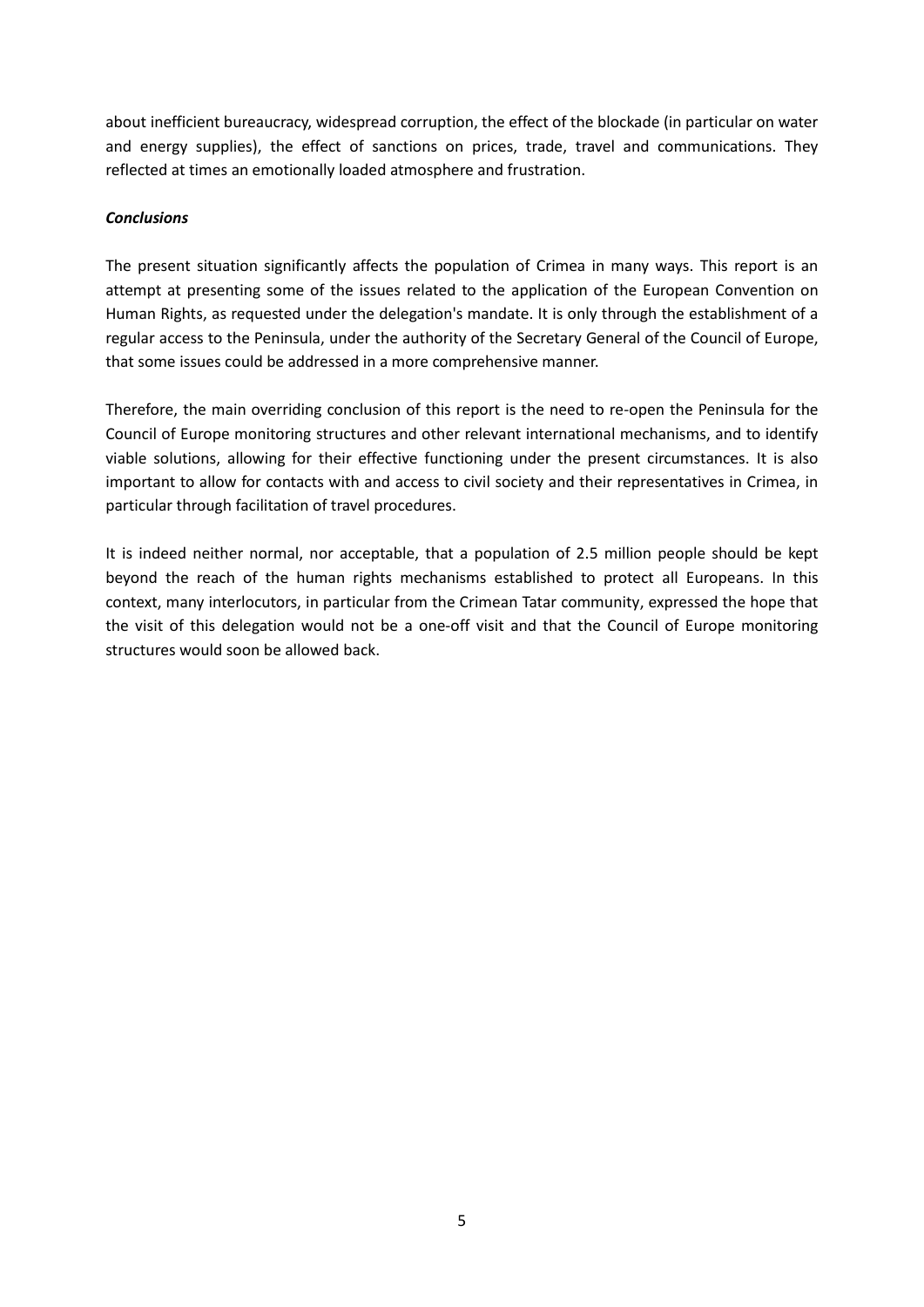about inefficient bureaucracy, widespread corruption, the effect of the blockade (in particular on water and energy supplies), the effect of sanctions on prices, trade, travel and communications. They reflected at times an emotionally loaded atmosphere and frustration.

***Conclusions***

The present situation significantly affects the population of Crimea in many ways. This report is an attempt at presenting some of the issues related to the application of the European Convention on Human Rights, as requested under the delegation's mandate. It is only through the establishment of a regular access to the Peninsula, under the authority of the Secretary General of the Council of Europe, that some issues could be addressed in a more comprehensive manner.

Therefore, the main overriding conclusion of this report is the need to re-open the Peninsula for the Council of Europe monitoring structures and other relevant international mechanisms, and to identify viable solutions, allowing for their effective functioning under the present circumstances. It is also important to allow for contacts with and access to civil society and their representatives in Crimea, in particular through facilitation of travel procedures.

It is indeed neither normal, nor acceptable, that a population of 2.5 million people should be kept beyond the reach of the human rights mechanisms established to protect all Europeans. In this context, many interlocutors, in particular from the Crimean Tatar community, expressed the hope that the visit of this delegation would not be a one-off visit and that the Council of Europe monitoring structures would soon be allowed back.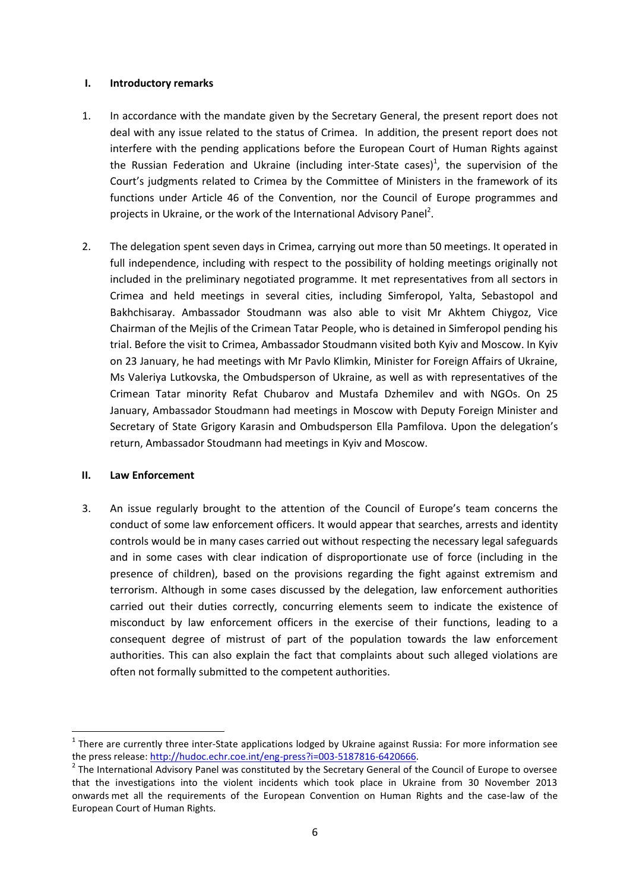## I. Introductory remarks

1. In accordance with the mandate given by the Secretary General, the present report does not deal with any issue related to the status of Crimea. In addition, the present report does not interfere with the pending applications before the European Court of Human Rights against the Russian Federation and Ukraine (including inter-State cases)[1], the supervision of the Court's judgments related to Crimea by the Committee of Ministers in the framework of its functions under Article 46 of the Convention, nor the Council of Europe programmes and projects in Ukraine, or the work of the International Advisory Panel[2].

2. The delegation spent seven days in Crimea, carrying out more than 50 meetings. It operated in full independence, including with respect to the possibility of holding meetings originally not included in the preliminary negotiated programme. It met representatives from all sectors in Crimea and held meetings in several cities, including Simferopol, Yalta, Sebastopol and Bakhchisaray. Ambassador Stoudmann was also able to visit Mr Akhtem Chiygoz, Vice Chairman of the Mejlis of the Crimean Tatar People, who is detained in Simferopol pending his trial. Before the visit to Crimea, Ambassador Stoudmann visited both Kyiv and Moscow. In Kyiv on 23 January, he had meetings with Mr Pavlo Klimkin, Minister for Foreign Affairs of Ukraine, Ms Valeriya Lutkovska, the Ombudsperson of Ukraine, as well as with representatives of the Crimean Tatar minority Refat Chubarov and Mustafa Dzhemilev and with NGOs. On 25 January, Ambassador Stoudmann had meetings in Moscow with Deputy Foreign Minister and Secretary of State Grigory Karasin and Ombudsperson Ella Pamfilova. Upon the delegation's return, Ambassador Stoudmann had meetings in Kyiv and Moscow.

## II. Law Enforcement

3. An issue regularly brought to the attention of the Council of Europe's team concerns the conduct of some law enforcement officers. It would appear that searches, arrests and identity controls would be in many cases carried out without respecting the necessary legal safeguards and in some cases with clear indication of disproportionate use of force (including in the presence of children), based on the provisions regarding the fight against extremism and terrorism. Although in some cases discussed by the delegation, law enforcement authorities carried out their duties correctly, concurring elements seem to indicate the existence of misconduct by law enforcement officers in the exercise of their functions, leading to a consequent degree of mistrust of part of the population towards the law enforcement authorities. This can also explain the fact that complaints about such alleged violations are often not formally submitted to the competent authorities.

---

[1] There are currently three inter-State applications lodged by Ukraine against Russia: For more information see the press release: http://hudoc.echr.coe.int/eng-press?i=003-5187816-6420666.

[2] The International Advisory Panel was constituted by the Secretary General of the Council of Europe to oversee that the investigations into the violent incidents which took place in Ukraine from 30 November 2013 onwards met all the requirements of the European Convention on Human Rights and the case-law of the European Court of Human Rights.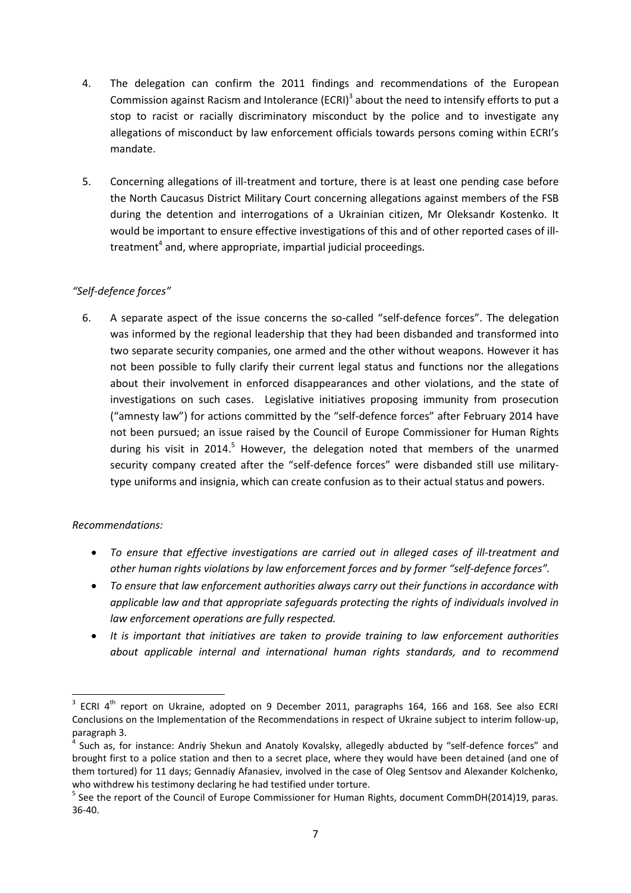4. The delegation can confirm the 2011 findings and recommendations of the European Commission against Racism and Intolerance (ECRI)[3] about the need to intensify efforts to put a stop to racist or racially discriminatory misconduct by the police and to investigate any allegations of misconduct by law enforcement officials towards persons coming within ECRI's mandate.

5. Concerning allegations of ill-treatment and torture, there is at least one pending case before the North Caucasus District Military Court concerning allegations against members of the FSB during the detention and interrogations of a Ukrainian citizen, Mr Oleksandr Kostenko. It would be important to ensure effective investigations of this and of other reported cases of ill-treatment[4] and, where appropriate, impartial judicial proceedings.

*"Self-defence forces"*

6. A separate aspect of the issue concerns the so-called "self-defence forces". The delegation was informed by the regional leadership that they had been disbanded and transformed into two separate security companies, one armed and the other without weapons. However it has not been possible to fully clarify their current legal status and functions nor the allegations about their involvement in enforced disappearances and other violations, and the state of investigations on such cases. Legislative initiatives proposing immunity from prosecution ("amnesty law") for actions committed by the "self-defence forces" after February 2014 have not been pursued; an issue raised by the Council of Europe Commissioner for Human Rights during his visit in 2014.[5] However, the delegation noted that members of the unarmed security company created after the "self-defence forces" were disbanded still use military-type uniforms and insignia, which can create confusion as to their actual status and powers.

*Recommendations:*

- *To ensure that effective investigations are carried out in alleged cases of ill-treatment and other human rights violations by law enforcement forces and by former "self-defence forces".*
- *To ensure that law enforcement authorities always carry out their functions in accordance with applicable law and that appropriate safeguards protecting the rights of individuals involved in law enforcement operations are fully respected.*
- *It is important that initiatives are taken to provide training to law enforcement authorities about applicable internal and international human rights standards, and to recommend*

---

[3] ECRI 4th report on Ukraine, adopted on 9 December 2011, paragraphs 164, 166 and 168. See also ECRI Conclusions on the Implementation of the Recommendations in respect of Ukraine subject to interim follow-up, paragraph 3.

[4] Such as, for instance: Andriy Shekun and Anatoly Kovalsky, allegedly abducted by "self-defence forces" and brought first to a police station and then to a secret place, where they would have been detained (and one of them tortured) for 11 days; Gennadiy Afanasiev, involved in the case of Oleg Sentsov and Alexander Kolchenko, who withdrew his testimony declaring he had testified under torture.

[5] See the report of the Council of Europe Commissioner for Human Rights, document CommDH(2014)19, paras. 36-40.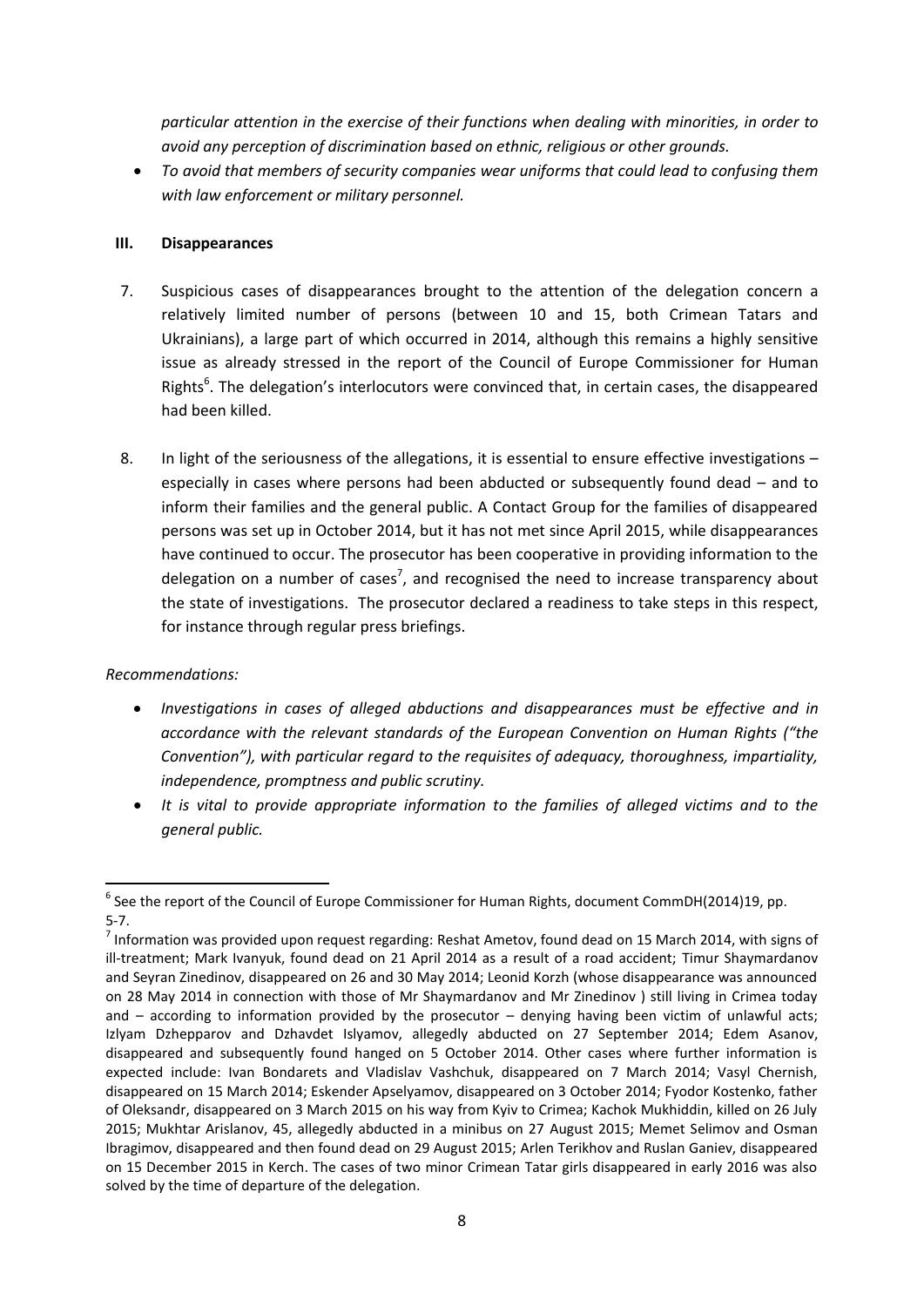*particular attention in the exercise of their functions when dealing with minorities, in order to avoid any perception of discrimination based on ethnic, religious or other grounds.*

- *To avoid that members of security companies wear uniforms that could lead to confusing them with law enforcement or military personnel.*

## III. Disappearances

7. Suspicious cases of disappearances brought to the attention of the delegation concern a relatively limited number of persons (between 10 and 15, both Crimean Tatars and Ukrainians), a large part of which occurred in 2014, although this remains a highly sensitive issue as already stressed in the report of the Council of Europe Commissioner for Human Rights[6]. The delegation's interlocutors were convinced that, in certain cases, the disappeared had been killed.

8. In light of the seriousness of the allegations, it is essential to ensure effective investigations – especially in cases where persons had been abducted or subsequently found dead – and to inform their families and the general public. A Contact Group for the families of disappeared persons was set up in October 2014, but it has not met since April 2015, while disappearances have continued to occur. The prosecutor has been cooperative in providing information to the delegation on a number of cases[7], and recognised the need to increase transparency about the state of investigations. The prosecutor declared a readiness to take steps in this respect, for instance through regular press briefings.

*Recommendations:*

- *Investigations in cases of alleged abductions and disappearances must be effective and in accordance with the relevant standards of the European Convention on Human Rights ("the Convention"), with particular regard to the requisites of adequacy, thoroughness, impartiality, independence, promptness and public scrutiny.*
- *It is vital to provide appropriate information to the families of alleged victims and to the general public.*

---

[6] See the report of the Council of Europe Commissioner for Human Rights, document CommDH(2014)19, pp. 5-7.

[7] Information was provided upon request regarding: Reshat Ametov, found dead on 15 March 2014, with signs of ill-treatment; Mark Ivanyuk, found dead on 21 April 2014 as a result of a road accident; Timur Shaymardanov and Seyran Zinedinov, disappeared on 26 and 30 May 2014; Leonid Korzh (whose disappearance was announced on 28 May 2014 in connection with those of Mr Shaymardanov and Mr Zinedinov ) still living in Crimea today and – according to information provided by the prosecutor – denying having been victim of unlawful acts; Izlyam Dzhepparov and Dzhavdet Islyamov, allegedly abducted on 27 September 2014; Edem Asanov, disappeared and subsequently found hanged on 5 October 2014. Other cases where further information is expected include: Ivan Bondarets and Vladislav Vashchuk, disappeared on 7 March 2014; Vasyl Chernish, disappeared on 15 March 2014; Eskender Apselyamov, disappeared on 3 October 2014; Fyodor Kostenko, father of Oleksandr, disappeared on 3 March 2015 on his way from Kyiv to Crimea; Kachok Mukhiddin, killed on 26 July 2015; Mukhtar Arislanov, 45, allegedly abducted in a minibus on 27 August 2015; Memet Selimov and Osman Ibragimov, disappeared and then found dead on 29 August 2015; Arlen Terikhov and Ruslan Ganiev, disappeared on 15 December 2015 in Kerch. The cases of two minor Crimean Tatar girls disappeared in early 2016 was also solved by the time of departure of the delegation.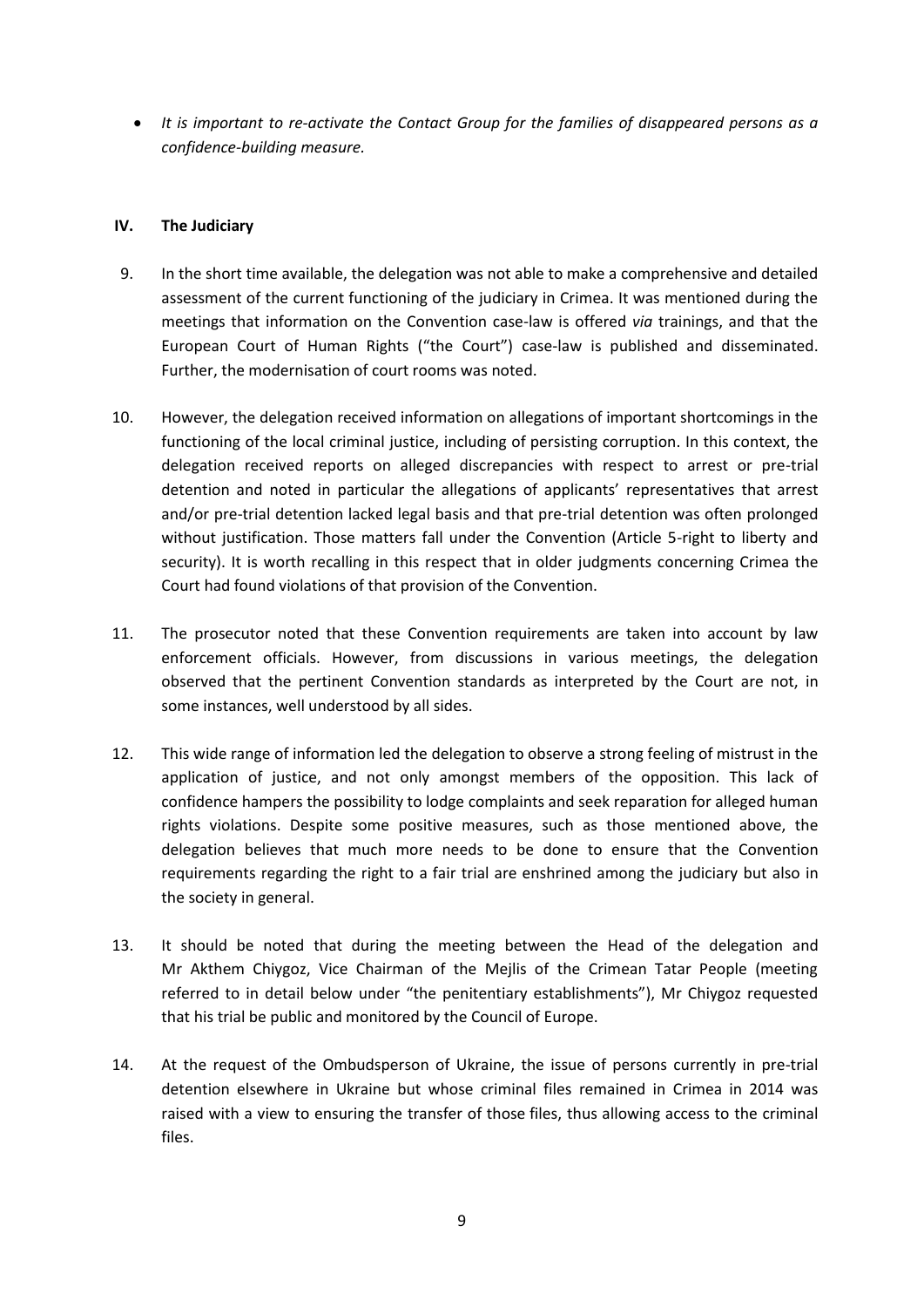- *It is important to re-activate the Contact Group for the families of disappeared persons as a confidence-building measure.*

## IV. The Judiciary

9. In the short time available, the delegation was not able to make a comprehensive and detailed assessment of the current functioning of the judiciary in Crimea. It was mentioned during the meetings that information on the Convention case-law is offered *via* trainings, and that the European Court of Human Rights ("the Court") case-law is published and disseminated. Further, the modernisation of court rooms was noted.

10. However, the delegation received information on allegations of important shortcomings in the functioning of the local criminal justice, including of persisting corruption. In this context, the delegation received reports on alleged discrepancies with respect to arrest or pre-trial detention and noted in particular the allegations of applicants' representatives that arrest and/or pre-trial detention lacked legal basis and that pre-trial detention was often prolonged without justification. Those matters fall under the Convention (Article 5-right to liberty and security). It is worth recalling in this respect that in older judgments concerning Crimea the Court had found violations of that provision of the Convention.

11. The prosecutor noted that these Convention requirements are taken into account by law enforcement officials. However, from discussions in various meetings, the delegation observed that the pertinent Convention standards as interpreted by the Court are not, in some instances, well understood by all sides.

12. This wide range of information led the delegation to observe a strong feeling of mistrust in the application of justice, and not only amongst members of the opposition. This lack of confidence hampers the possibility to lodge complaints and seek reparation for alleged human rights violations. Despite some positive measures, such as those mentioned above, the delegation believes that much more needs to be done to ensure that the Convention requirements regarding the right to a fair trial are enshrined among the judiciary but also in the society in general.

13. It should be noted that during the meeting between the Head of the delegation and Mr Akthem Chiygoz, Vice Chairman of the Mejlis of the Crimean Tatar People (meeting referred to in detail below under "the penitentiary establishments"), Mr Chiygoz requested that his trial be public and monitored by the Council of Europe.

14. At the request of the Ombudsperson of Ukraine, the issue of persons currently in pre-trial detention elsewhere in Ukraine but whose criminal files remained in Crimea in 2014 was raised with a view to ensuring the transfer of those files, thus allowing access to the criminal files.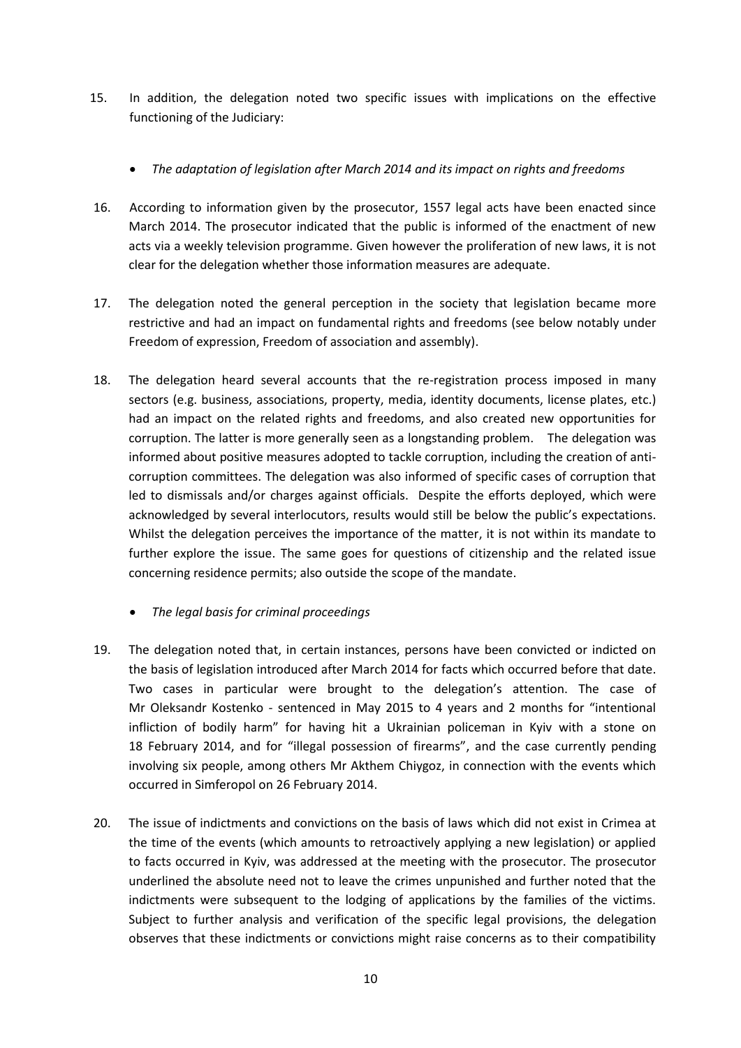15. In addition, the delegation noted two specific issues with implications on the effective functioning of the Judiciary:

- *The adaptation of legislation after March 2014 and its impact on rights and freedoms*

16. According to information given by the prosecutor, 1557 legal acts have been enacted since March 2014. The prosecutor indicated that the public is informed of the enactment of new acts via a weekly television programme. Given however the proliferation of new laws, it is not clear for the delegation whether those information measures are adequate.

17. The delegation noted the general perception in the society that legislation became more restrictive and had an impact on fundamental rights and freedoms (see below notably under Freedom of expression, Freedom of association and assembly).

18. The delegation heard several accounts that the re-registration process imposed in many sectors (e.g. business, associations, property, media, identity documents, license plates, etc.) had an impact on the related rights and freedoms, and also created new opportunities for corruption. The latter is more generally seen as a longstanding problem. The delegation was informed about positive measures adopted to tackle corruption, including the creation of anti-corruption committees. The delegation was also informed of specific cases of corruption that led to dismissals and/or charges against officials. Despite the efforts deployed, which were acknowledged by several interlocutors, results would still be below the public's expectations. Whilst the delegation perceives the importance of the matter, it is not within its mandate to further explore the issue. The same goes for questions of citizenship and the related issue concerning residence permits; also outside the scope of the mandate.

- *The legal basis for criminal proceedings*

19. The delegation noted that, in certain instances, persons have been convicted or indicted on the basis of legislation introduced after March 2014 for facts which occurred before that date. Two cases in particular were brought to the delegation's attention. The case of Mr Oleksandr Kostenko - sentenced in May 2015 to 4 years and 2 months for "intentional infliction of bodily harm" for having hit a Ukrainian policeman in Kyiv with a stone on 18 February 2014, and for "illegal possession of firearms", and the case currently pending involving six people, among others Mr Akthem Chiygoz, in connection with the events which occurred in Simferopol on 26 February 2014.

20. The issue of indictments and convictions on the basis of laws which did not exist in Crimea at the time of the events (which amounts to retroactively applying a new legislation) or applied to facts occurred in Kyiv, was addressed at the meeting with the prosecutor. The prosecutor underlined the absolute need not to leave the crimes unpunished and further noted that the indictments were subsequent to the lodging of applications by the families of the victims. Subject to further analysis and verification of the specific legal provisions, the delegation observes that these indictments or convictions might raise concerns as to their compatibility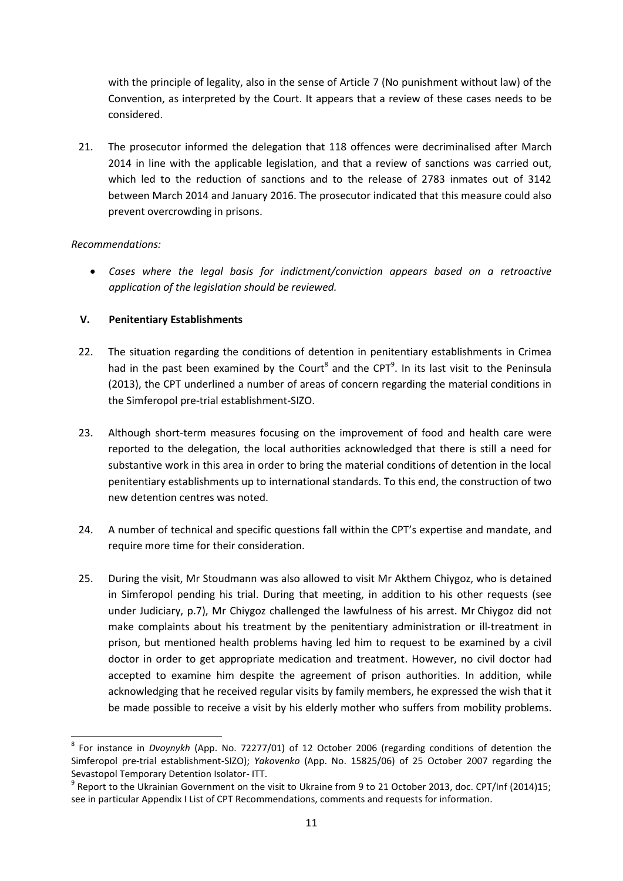with the principle of legality, also in the sense of Article 7 (No punishment without law) of the Convention, as interpreted by the Court. It appears that a review of these cases needs to be considered.

21. The prosecutor informed the delegation that 118 offences were decriminalised after March 2014 in line with the applicable legislation, and that a review of sanctions was carried out, which led to the reduction of sanctions and to the release of 2783 inmates out of 3142 between March 2014 and January 2016. The prosecutor indicated that this measure could also prevent overcrowding in prisons.

*Recommendations:*

- *Cases where the legal basis for indictment/conviction appears based on a retroactive application of the legislation should be reviewed.*

## V. Penitentiary Establishments

22. The situation regarding the conditions of detention in penitentiary establishments in Crimea had in the past been examined by the Court[8] and the CPT[9]. In its last visit to the Peninsula (2013), the CPT underlined a number of areas of concern regarding the material conditions in the Simferopol pre-trial establishment-SIZO.

23. Although short-term measures focusing on the improvement of food and health care were reported to the delegation, the local authorities acknowledged that there is still a need for substantive work in this area in order to bring the material conditions of detention in the local penitentiary establishments up to international standards. To this end, the construction of two new detention centres was noted.

24. A number of technical and specific questions fall within the CPT's expertise and mandate, and require more time for their consideration.

25. During the visit, Mr Stoudmann was also allowed to visit Mr Akthem Chiygoz, who is detained in Simferopol pending his trial. During that meeting, in addition to his other requests (see under Judiciary, p.7), Mr Chiygoz challenged the lawfulness of his arrest. Mr Chiygoz did not make complaints about his treatment by the penitentiary administration or ill-treatment in prison, but mentioned health problems having led him to request to be examined by a civil doctor in order to get appropriate medication and treatment. However, no civil doctor had accepted to examine him despite the agreement of prison authorities. In addition, while acknowledging that he received regular visits by family members, he expressed the wish that it be made possible to receive a visit by his elderly mother who suffers from mobility problems.

---

[8] For instance in *Dvoynykh* (App. No. 72277/01) of 12 October 2006 (regarding conditions of detention the Simferopol pre-trial establishment-SIZO); *Yakovenko* (App. No. 15825/06) of 25 October 2007 regarding the Sevastopol Temporary Detention Isolator- ITT.

[9] Report to the Ukrainian Government on the visit to Ukraine from 9 to 21 October 2013, doc. CPT/Inf (2014)15; see in particular Appendix I List of CPT Recommendations, comments and requests for information.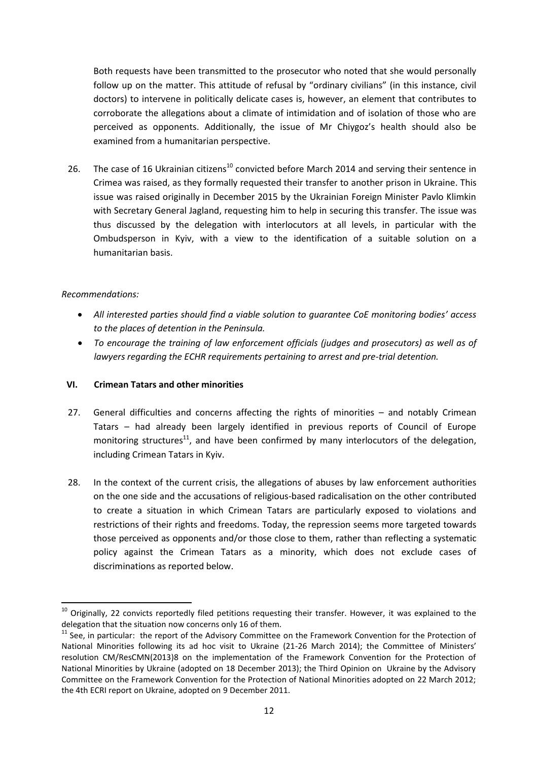Both requests have been transmitted to the prosecutor who noted that she would personally follow up on the matter. This attitude of refusal by "ordinary civilians" (in this instance, civil doctors) to intervene in politically delicate cases is, however, an element that contributes to corroborate the allegations about a climate of intimidation and of isolation of those who are perceived as opponents. Additionally, the issue of Mr Chiygoz's health should also be examined from a humanitarian perspective.

26. The case of 16 Ukrainian citizens[10] convicted before March 2014 and serving their sentence in Crimea was raised, as they formally requested their transfer to another prison in Ukraine. This issue was raised originally in December 2015 by the Ukrainian Foreign Minister Pavlo Klimkin with Secretary General Jagland, requesting him to help in securing this transfer. The issue was thus discussed by the delegation with interlocutors at all levels, in particular with the Ombudsperson in Kyiv, with a view to the identification of a suitable solution on a humanitarian basis.

*Recommendations:*

- *All interested parties should find a viable solution to guarantee CoE monitoring bodies' access to the places of detention in the Peninsula.*
- *To encourage the training of law enforcement officials (judges and prosecutors) as well as of lawyers regarding the ECHR requirements pertaining to arrest and pre-trial detention.*

## VI. Crimean Tatars and other minorities

27. General difficulties and concerns affecting the rights of minorities – and notably Crimean Tatars – had already been largely identified in previous reports of Council of Europe monitoring structures[11], and have been confirmed by many interlocutors of the delegation, including Crimean Tatars in Kyiv.

28. In the context of the current crisis, the allegations of abuses by law enforcement authorities on the one side and the accusations of religious-based radicalisation on the other contributed to create a situation in which Crimean Tatars are particularly exposed to violations and restrictions of their rights and freedoms. Today, the repression seems more targeted towards those perceived as opponents and/or those close to them, rather than reflecting a systematic policy against the Crimean Tatars as a minority, which does not exclude cases of discriminations as reported below.

---

[10] Originally, 22 convicts reportedly filed petitions requesting their transfer. However, it was explained to the delegation that the situation now concerns only 16 of them.

[11] See, in particular: the report of the Advisory Committee on the Framework Convention for the Protection of National Minorities following its ad hoc visit to Ukraine (21-26 March 2014); the Committee of Ministers' resolution CM/ResCMN(2013)8 on the implementation of the Framework Convention for the Protection of National Minorities by Ukraine (adopted on 18 December 2013); the Third Opinion on Ukraine by the Advisory Committee on the Framework Convention for the Protection of National Minorities adopted on 22 March 2012; the 4th ECRI report on Ukraine, adopted on 9 December 2011.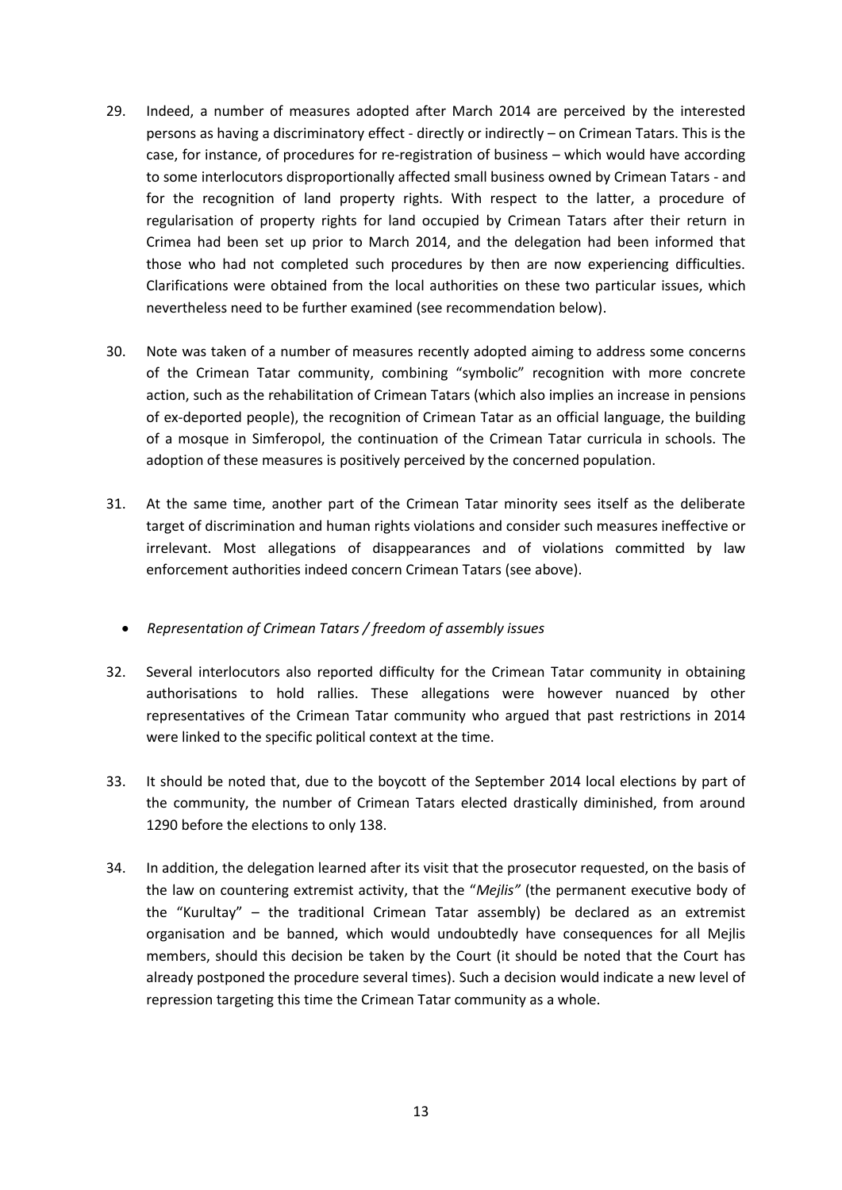29. Indeed, a number of measures adopted after March 2014 are perceived by the interested persons as having a discriminatory effect - directly or indirectly – on Crimean Tatars. This is the case, for instance, of procedures for re-registration of business – which would have according to some interlocutors disproportionally affected small business owned by Crimean Tatars - and for the recognition of land property rights. With respect to the latter, a procedure of regularisation of property rights for land occupied by Crimean Tatars after their return in Crimea had been set up prior to March 2014, and the delegation had been informed that those who had not completed such procedures by then are now experiencing difficulties. Clarifications were obtained from the local authorities on these two particular issues, which nevertheless need to be further examined (see recommendation below).

30. Note was taken of a number of measures recently adopted aiming to address some concerns of the Crimean Tatar community, combining "symbolic" recognition with more concrete action, such as the rehabilitation of Crimean Tatars (which also implies an increase in pensions of ex-deported people), the recognition of Crimean Tatar as an official language, the building of a mosque in Simferopol, the continuation of the Crimean Tatar curricula in schools. The adoption of these measures is positively perceived by the concerned population.

31. At the same time, another part of the Crimean Tatar minority sees itself as the deliberate target of discrimination and human rights violations and consider such measures ineffective or irrelevant. Most allegations of disappearances and of violations committed by law enforcement authorities indeed concern Crimean Tatars (see above).

- *Representation of Crimean Tatars / freedom of assembly issues*

32. Several interlocutors also reported difficulty for the Crimean Tatar community in obtaining authorisations to hold rallies. These allegations were however nuanced by other representatives of the Crimean Tatar community who argued that past restrictions in 2014 were linked to the specific political context at the time.

33. It should be noted that, due to the boycott of the September 2014 local elections by part of the community, the number of Crimean Tatars elected drastically diminished, from around 1290 before the elections to only 138.

34. In addition, the delegation learned after its visit that the prosecutor requested, on the basis of the law on countering extremist activity, that the "*Mejlis"* (the permanent executive body of the "Kurultay" – the traditional Crimean Tatar assembly) be declared as an extremist organisation and be banned, which would undoubtedly have consequences for all Mejlis members, should this decision be taken by the Court (it should be noted that the Court has already postponed the procedure several times). Such a decision would indicate a new level of repression targeting this time the Crimean Tatar community as a whole.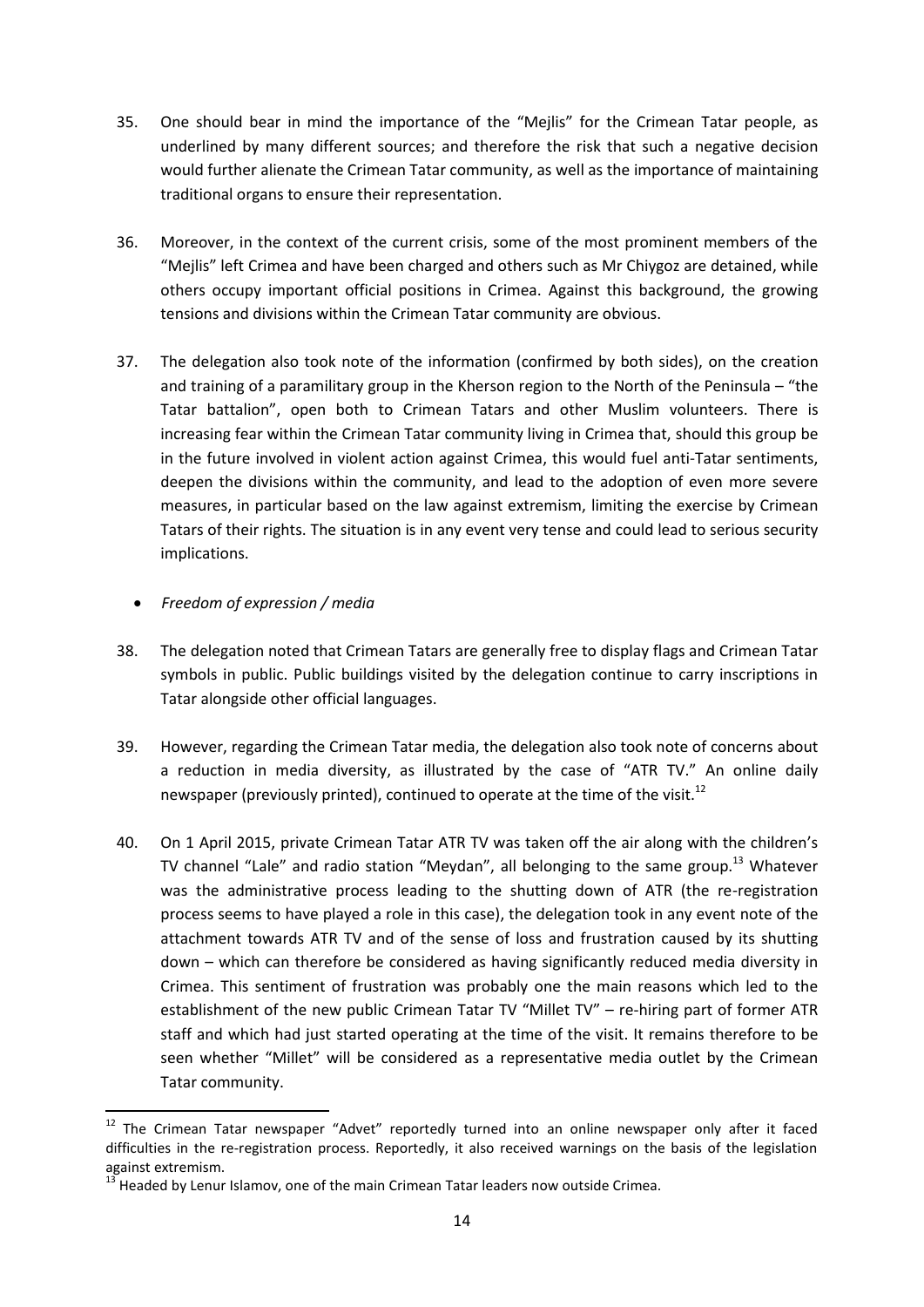35. One should bear in mind the importance of the "Mejlis" for the Crimean Tatar people, as underlined by many different sources; and therefore the risk that such a negative decision would further alienate the Crimean Tatar community, as well as the importance of maintaining traditional organs to ensure their representation.

36. Moreover, in the context of the current crisis, some of the most prominent members of the "Mejlis" left Crimea and have been charged and others such as Mr Chiygoz are detained, while others occupy important official positions in Crimea. Against this background, the growing tensions and divisions within the Crimean Tatar community are obvious.

37. The delegation also took note of the information (confirmed by both sides), on the creation and training of a paramilitary group in the Kherson region to the North of the Peninsula – "the Tatar battalion", open both to Crimean Tatars and other Muslim volunteers. There is increasing fear within the Crimean Tatar community living in Crimea that, should this group be in the future involved in violent action against Crimea, this would fuel anti-Tatar sentiments, deepen the divisions within the community, and lead to the adoption of even more severe measures, in particular based on the law against extremism, limiting the exercise by Crimean Tatars of their rights. The situation is in any event very tense and could lead to serious security implications.

- *Freedom of expression / media*

38. The delegation noted that Crimean Tatars are generally free to display flags and Crimean Tatar symbols in public. Public buildings visited by the delegation continue to carry inscriptions in Tatar alongside other official languages.

39. However, regarding the Crimean Tatar media, the delegation also took note of concerns about a reduction in media diversity, as illustrated by the case of "ATR TV." An online daily newspaper (previously printed), continued to operate at the time of the visit.[12]

40. On 1 April 2015, private Crimean Tatar ATR TV was taken off the air along with the children's TV channel "Lale" and radio station "Meydan", all belonging to the same group.[13] Whatever was the administrative process leading to the shutting down of ATR (the re-registration process seems to have played a role in this case), the delegation took in any event note of the attachment towards ATR TV and of the sense of loss and frustration caused by its shutting down – which can therefore be considered as having significantly reduced media diversity in Crimea. This sentiment of frustration was probably one the main reasons which led to the establishment of the new public Crimean Tatar TV "Millet TV" – re-hiring part of former ATR staff and which had just started operating at the time of the visit. It remains therefore to be seen whether "Millet" will be considered as a representative media outlet by the Crimean Tatar community.

---

[12] The Crimean Tatar newspaper "Advet" reportedly turned into an online newspaper only after it faced difficulties in the re-registration process. Reportedly, it also received warnings on the basis of the legislation against extremism.

[13] Headed by Lenur Islamov, one of the main Crimean Tatar leaders now outside Crimea.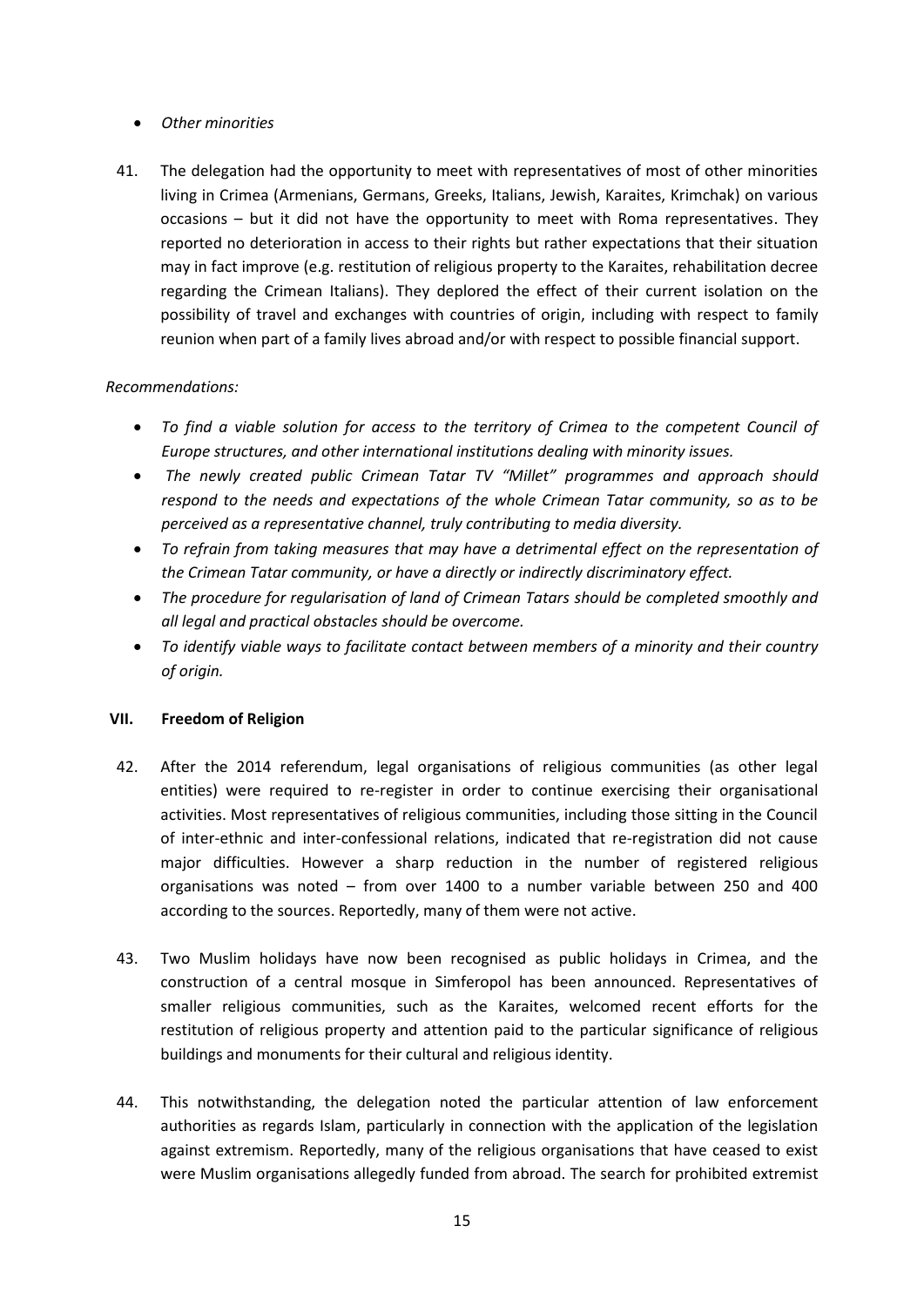- *Other minorities*

41. The delegation had the opportunity to meet with representatives of most of other minorities living in Crimea (Armenians, Germans, Greeks, Italians, Jewish, Karaites, Krimchak) on various occasions – but it did not have the opportunity to meet with Roma representatives. They reported no deterioration in access to their rights but rather expectations that their situation may in fact improve (e.g. restitution of religious property to the Karaites, rehabilitation decree regarding the Crimean Italians). They deplored the effect of their current isolation on the possibility of travel and exchanges with countries of origin, including with respect to family reunion when part of a family lives abroad and/or with respect to possible financial support.

*Recommendations:*

- *To find a viable solution for access to the territory of Crimea to the competent Council of Europe structures, and other international institutions dealing with minority issues.*
- *The newly created public Crimean Tatar TV "Millet" programmes and approach should respond to the needs and expectations of the whole Crimean Tatar community, so as to be perceived as a representative channel, truly contributing to media diversity.*
- *To refrain from taking measures that may have a detrimental effect on the representation of the Crimean Tatar community, or have a directly or indirectly discriminatory effect.*
- *The procedure for regularisation of land of Crimean Tatars should be completed smoothly and all legal and practical obstacles should be overcome.*
- *To identify viable ways to facilitate contact between members of a minority and their country of origin.*

## VII. Freedom of Religion

42. After the 2014 referendum, legal organisations of religious communities (as other legal entities) were required to re-register in order to continue exercising their organisational activities. Most representatives of religious communities, including those sitting in the Council of inter-ethnic and inter-confessional relations, indicated that re-registration did not cause major difficulties. However a sharp reduction in the number of registered religious organisations was noted – from over 1400 to a number variable between 250 and 400 according to the sources. Reportedly, many of them were not active.

43. Two Muslim holidays have now been recognised as public holidays in Crimea, and the construction of a central mosque in Simferopol has been announced. Representatives of smaller religious communities, such as the Karaites, welcomed recent efforts for the restitution of religious property and attention paid to the particular significance of religious buildings and monuments for their cultural and religious identity.

44. This notwithstanding, the delegation noted the particular attention of law enforcement authorities as regards Islam, particularly in connection with the application of the legislation against extremism. Reportedly, many of the religious organisations that have ceased to exist were Muslim organisations allegedly funded from abroad. The search for prohibited extremist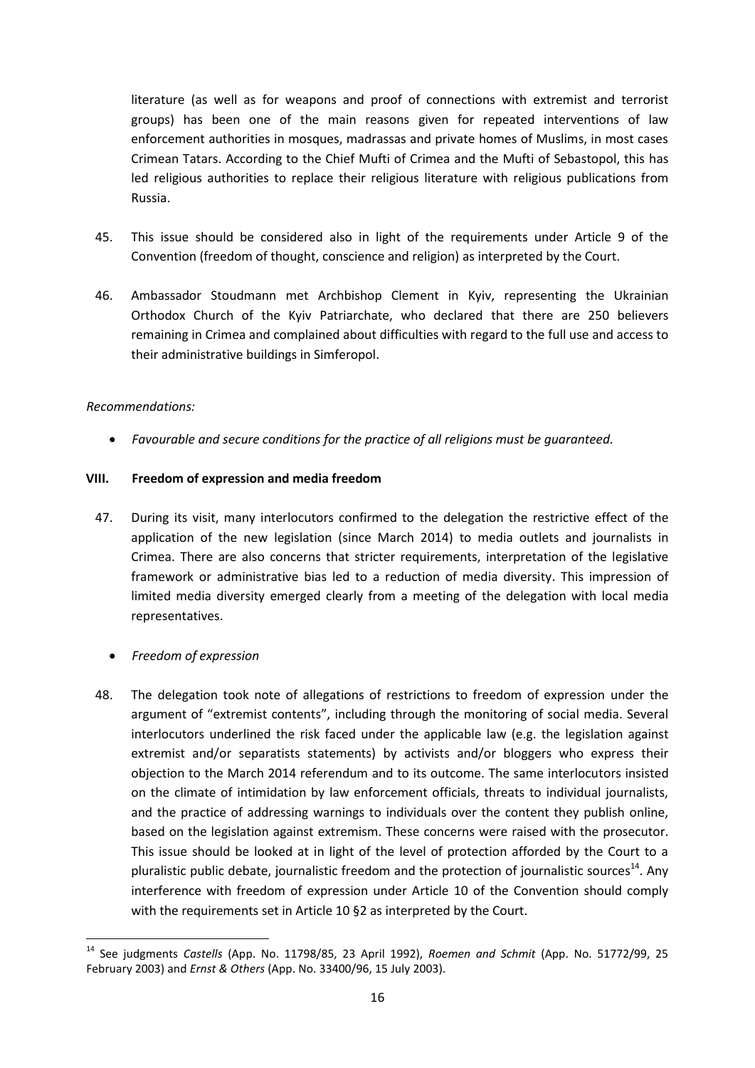literature (as well as for weapons and proof of connections with extremist and terrorist groups) has been one of the main reasons given for repeated interventions of law enforcement authorities in mosques, madrassas and private homes of Muslims, in most cases Crimean Tatars. According to the Chief Mufti of Crimea and the Mufti of Sebastopol, this has led religious authorities to replace their religious literature with religious publications from Russia.

45. This issue should be considered also in light of the requirements under Article 9 of the Convention (freedom of thought, conscience and religion) as interpreted by the Court.

46. Ambassador Stoudmann met Archbishop Clement in Kyiv, representing the Ukrainian Orthodox Church of the Kyiv Patriarchate, who declared that there are 250 believers remaining in Crimea and complained about difficulties with regard to the full use and access to their administrative buildings in Simferopol.

*Recommendations:*

- *Favourable and secure conditions for the practice of all religions must be guaranteed.*

## VIII. Freedom of expression and media freedom

47. During its visit, many interlocutors confirmed to the delegation the restrictive effect of the application of the new legislation (since March 2014) to media outlets and journalists in Crimea. There are also concerns that stricter requirements, interpretation of the legislative framework or administrative bias led to a reduction of media diversity. This impression of limited media diversity emerged clearly from a meeting of the delegation with local media representatives.

- *Freedom of expression*

48. The delegation took note of allegations of restrictions to freedom of expression under the argument of "extremist contents", including through the monitoring of social media. Several interlocutors underlined the risk faced under the applicable law (e.g. the legislation against extremist and/or separatists statements) by activists and/or bloggers who express their objection to the March 2014 referendum and to its outcome. The same interlocutors insisted on the climate of intimidation by law enforcement officials, threats to individual journalists, and the practice of addressing warnings to individuals over the content they publish online, based on the legislation against extremism. These concerns were raised with the prosecutor. This issue should be looked at in light of the level of protection afforded by the Court to a pluralistic public debate, journalistic freedom and the protection of journalistic sources[14]. Any interference with freedom of expression under Article 10 of the Convention should comply with the requirements set in Article 10 §2 as interpreted by the Court.

[14] See judgments *Castells* (App. No. 11798/85, 23 April 1992), *Roemen and Schmit* (App. No. 51772/99, 25 February 2003) and *Ernst & Others* (App. No. 33400/96, 15 July 2003).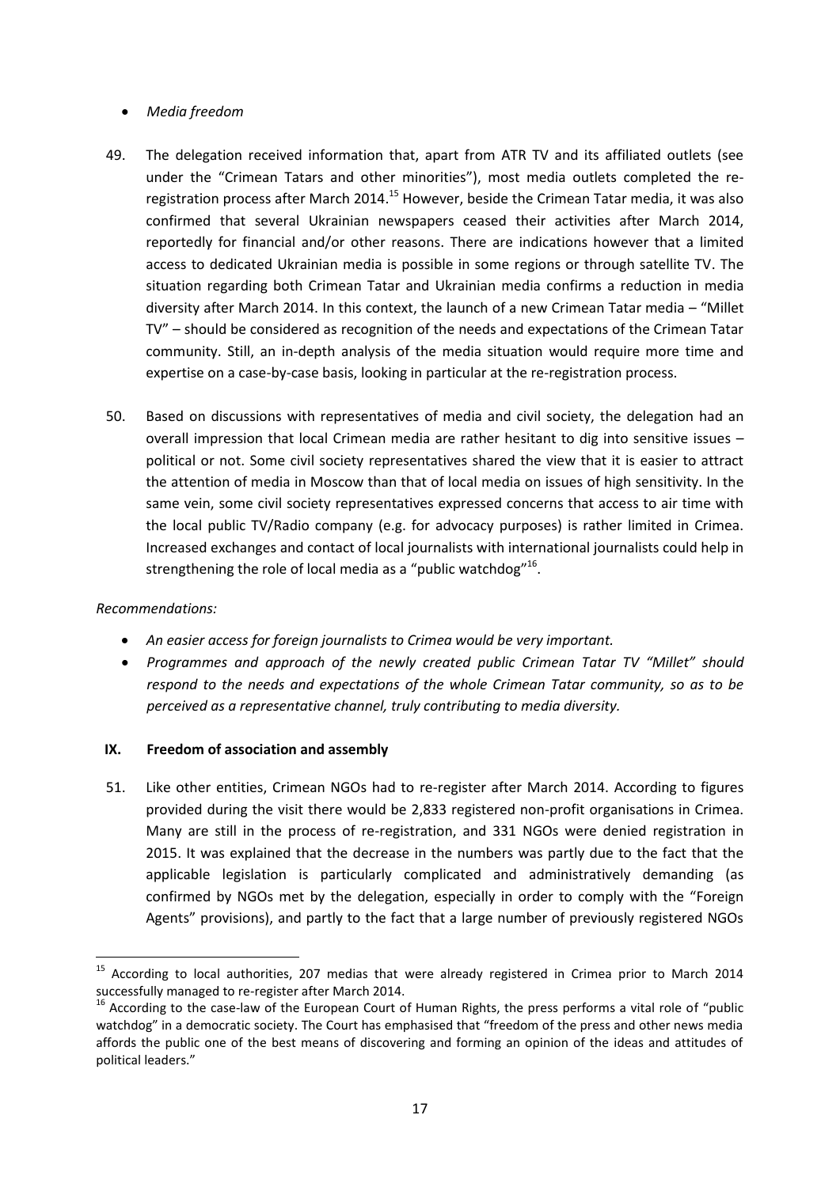- *Media freedom*

49. The delegation received information that, apart from ATR TV and its affiliated outlets (see under the "Crimean Tatars and other minorities"), most media outlets completed the re-registration process after March 2014.[15] However, beside the Crimean Tatar media, it was also confirmed that several Ukrainian newspapers ceased their activities after March 2014, reportedly for financial and/or other reasons. There are indications however that a limited access to dedicated Ukrainian media is possible in some regions or through satellite TV. The situation regarding both Crimean Tatar and Ukrainian media confirms a reduction in media diversity after March 2014. In this context, the launch of a new Crimean Tatar media – "Millet TV" – should be considered as recognition of the needs and expectations of the Crimean Tatar community. Still, an in-depth analysis of the media situation would require more time and expertise on a case-by-case basis, looking in particular at the re-registration process.

50. Based on discussions with representatives of media and civil society, the delegation had an overall impression that local Crimean media are rather hesitant to dig into sensitive issues – political or not. Some civil society representatives shared the view that it is easier to attract the attention of media in Moscow than that of local media on issues of high sensitivity. In the same vein, some civil society representatives expressed concerns that access to air time with the local public TV/Radio company (e.g. for advocacy purposes) is rather limited in Crimea. Increased exchanges and contact of local journalists with international journalists could help in strengthening the role of local media as a "public watchdog"[16].

*Recommendations:*

- *An easier access for foreign journalists to Crimea would be very important.*
- *Programmes and approach of the newly created public Crimean Tatar TV "Millet" should respond to the needs and expectations of the whole Crimean Tatar community, so as to be perceived as a representative channel, truly contributing to media diversity.*

## IX. Freedom of association and assembly

51. Like other entities, Crimean NGOs had to re-register after March 2014. According to figures provided during the visit there would be 2,833 registered non-profit organisations in Crimea. Many are still in the process of re-registration, and 331 NGOs were denied registration in 2015. It was explained that the decrease in the numbers was partly due to the fact that the applicable legislation is particularly complicated and administratively demanding (as confirmed by NGOs met by the delegation, especially in order to comply with the "Foreign Agents" provisions), and partly to the fact that a large number of previously registered NGOs

---

[15] According to local authorities, 207 medias that were already registered in Crimea prior to March 2014 successfully managed to re-register after March 2014.

[16] According to the case-law of the European Court of Human Rights, the press performs a vital role of "public watchdog" in a democratic society. The Court has emphasised that "freedom of the press and other news media affords the public one of the best means of discovering and forming an opinion of the ideas and attitudes of political leaders."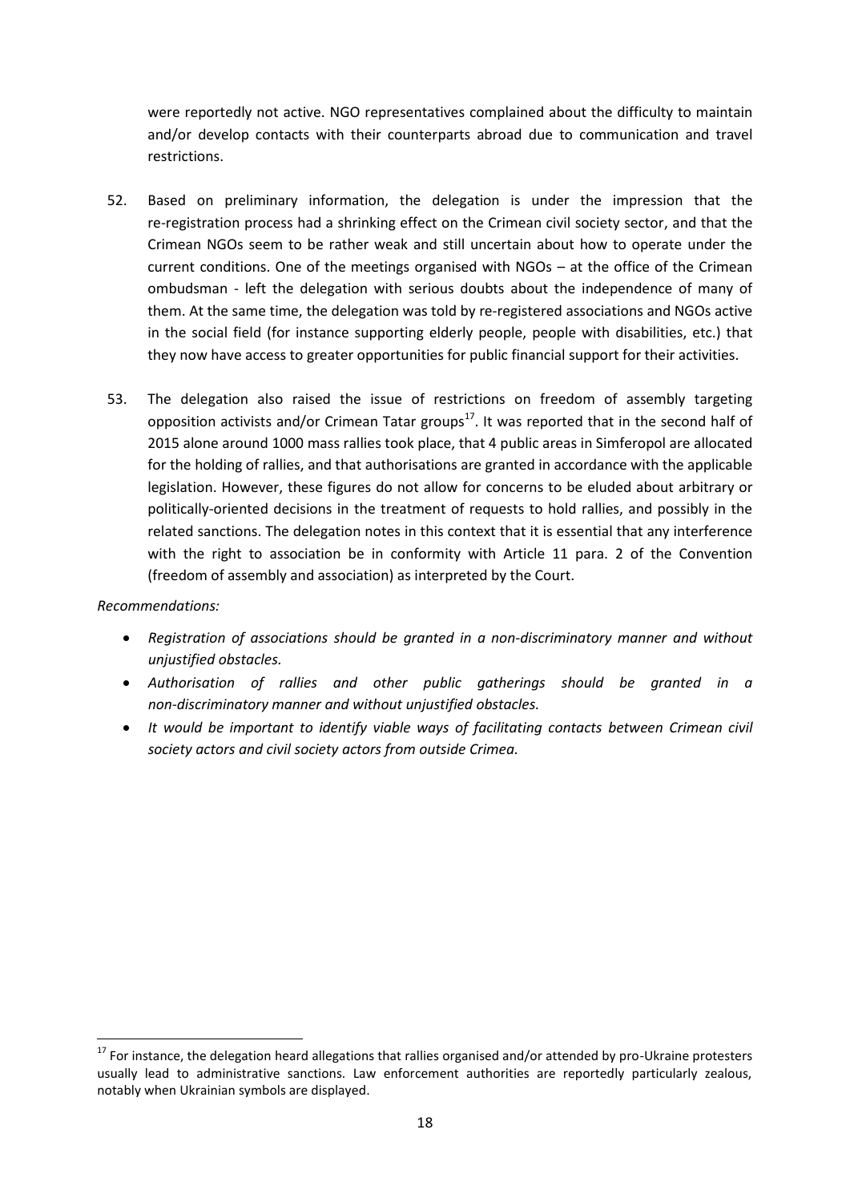were reportedly not active. NGO representatives complained about the difficulty to maintain and/or develop contacts with their counterparts abroad due to communication and travel restrictions.

52. Based on preliminary information, the delegation is under the impression that the re-registration process had a shrinking effect on the Crimean civil society sector, and that the Crimean NGOs seem to be rather weak and still uncertain about how to operate under the current conditions. One of the meetings organised with NGOs – at the office of the Crimean ombudsman - left the delegation with serious doubts about the independence of many of them. At the same time, the delegation was told by re-registered associations and NGOs active in the social field (for instance supporting elderly people, people with disabilities, etc.) that they now have access to greater opportunities for public financial support for their activities.

53. The delegation also raised the issue of restrictions on freedom of assembly targeting opposition activists and/or Crimean Tatar groups[17]. It was reported that in the second half of 2015 alone around 1000 mass rallies took place, that 4 public areas in Simferopol are allocated for the holding of rallies, and that authorisations are granted in accordance with the applicable legislation. However, these figures do not allow for concerns to be eluded about arbitrary or politically-oriented decisions in the treatment of requests to hold rallies, and possibly in the related sanctions. The delegation notes in this context that it is essential that any interference with the right to association be in conformity with Article 11 para. 2 of the Convention (freedom of assembly and association) as interpreted by the Court.

*Recommendations:*

- *Registration of associations should be granted in a non-discriminatory manner and without unjustified obstacles.*
- *Authorisation of rallies and other public gatherings should be granted in a non-discriminatory manner and without unjustified obstacles.*
- *It would be important to identify viable ways of facilitating contacts between Crimean civil society actors and civil society actors from outside Crimea.*

---

[17] For instance, the delegation heard allegations that rallies organised and/or attended by pro-Ukraine protesters usually lead to administrative sanctions. Law enforcement authorities are reportedly particularly zealous, notably when Ukrainian symbols are displayed.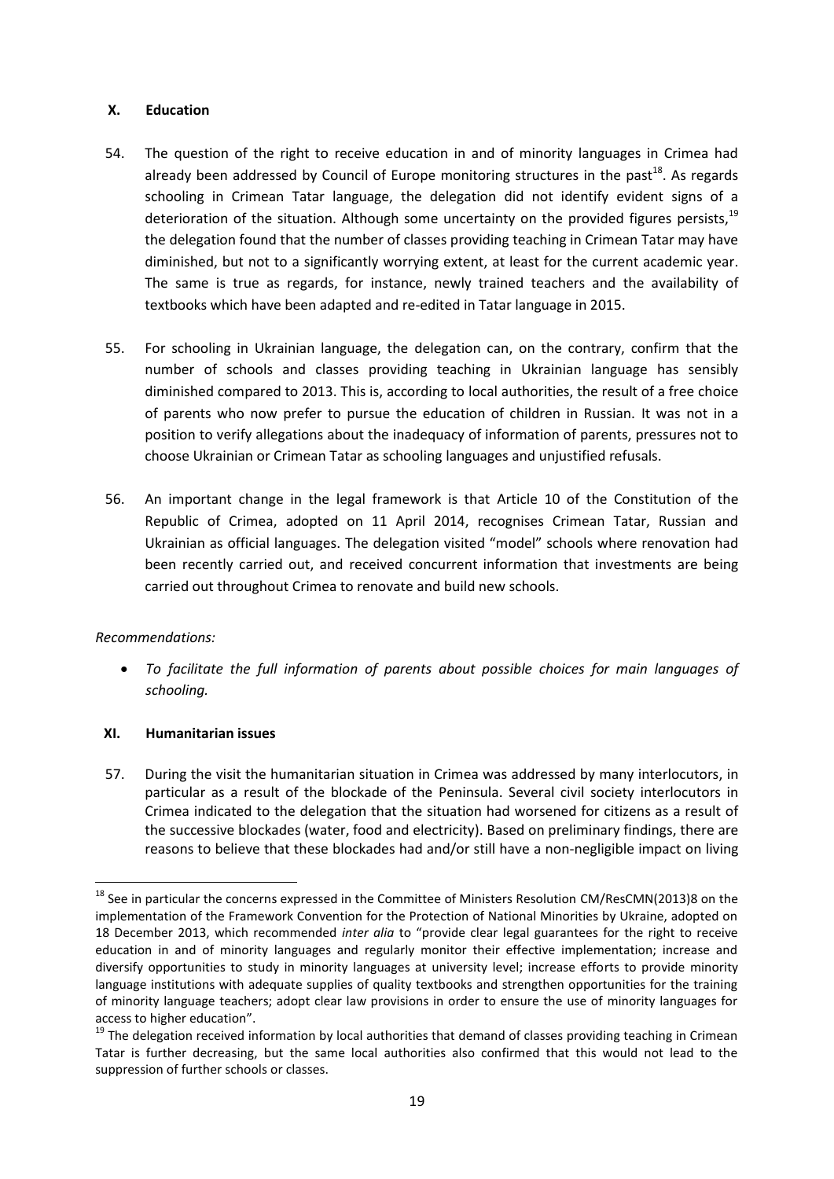## X. Education

54. The question of the right to receive education in and of minority languages in Crimea had already been addressed by Council of Europe monitoring structures in the past[18]. As regards schooling in Crimean Tatar language, the delegation did not identify evident signs of a deterioration of the situation. Although some uncertainty on the provided figures persists,[19] the delegation found that the number of classes providing teaching in Crimean Tatar may have diminished, but not to a significantly worrying extent, at least for the current academic year. The same is true as regards, for instance, newly trained teachers and the availability of textbooks which have been adapted and re-edited in Tatar language in 2015.

55. For schooling in Ukrainian language, the delegation can, on the contrary, confirm that the number of schools and classes providing teaching in Ukrainian language has sensibly diminished compared to 2013. This is, according to local authorities, the result of a free choice of parents who now prefer to pursue the education of children in Russian. It was not in a position to verify allegations about the inadequacy of information of parents, pressures not to choose Ukrainian or Crimean Tatar as schooling languages and unjustified refusals.

56. An important change in the legal framework is that Article 10 of the Constitution of the Republic of Crimea, adopted on 11 April 2014, recognises Crimean Tatar, Russian and Ukrainian as official languages. The delegation visited "model" schools where renovation had been recently carried out, and received concurrent information that investments are being carried out throughout Crimea to renovate and build new schools.

*Recommendations:*

- *To facilitate the full information of parents about possible choices for main languages of schooling.*

## XI. Humanitarian issues

57. During the visit the humanitarian situation in Crimea was addressed by many interlocutors, in particular as a result of the blockade of the Peninsula. Several civil society interlocutors in Crimea indicated to the delegation that the situation had worsened for citizens as a result of the successive blockades (water, food and electricity). Based on preliminary findings, there are reasons to believe that these blockades had and/or still have a non-negligible impact on living

---

[18] See in particular the concerns expressed in the Committee of Ministers Resolution CM/ResCMN(2013)8 on the implementation of the Framework Convention for the Protection of National Minorities by Ukraine, adopted on 18 December 2013, which recommended *inter alia* to "provide clear legal guarantees for the right to receive education in and of minority languages and regularly monitor their effective implementation; increase and diversify opportunities to study in minority languages at university level; increase efforts to provide minority language institutions with adequate supplies of quality textbooks and strengthen opportunities for the training of minority language teachers; adopt clear law provisions in order to ensure the use of minority languages for access to higher education".

[19] The delegation received information by local authorities that demand of classes providing teaching in Crimean Tatar is further decreasing, but the same local authorities also confirmed that this would not lead to the suppression of further schools or classes.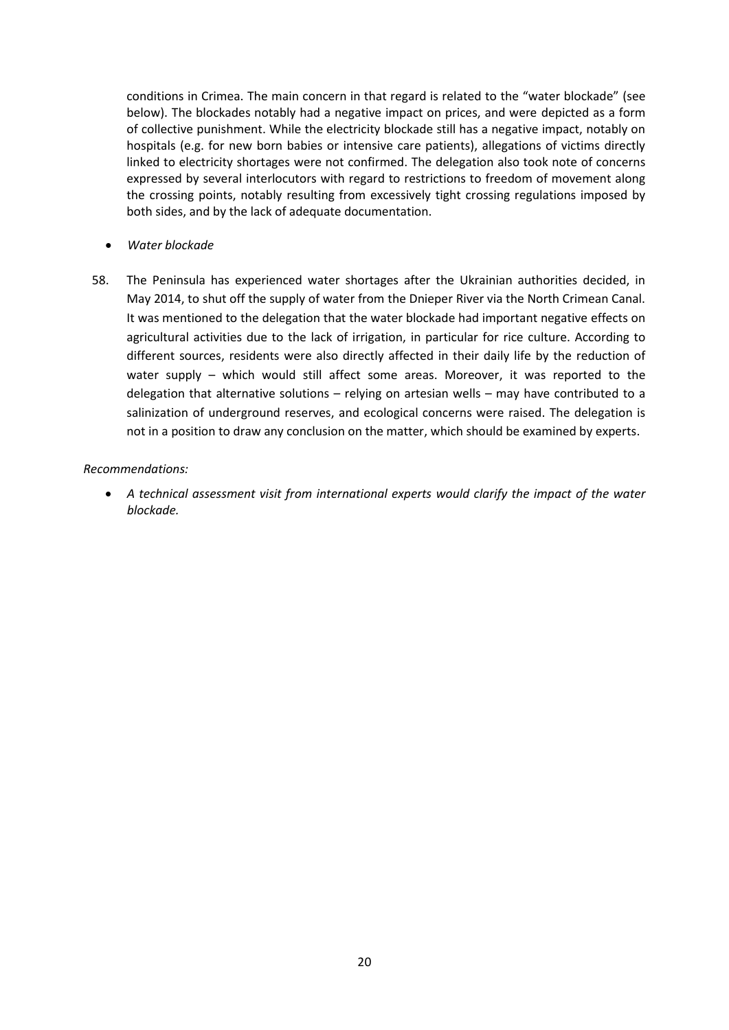conditions in Crimea. The main concern in that regard is related to the "water blockade" (see below). The blockades notably had a negative impact on prices, and were depicted as a form of collective punishment. While the electricity blockade still has a negative impact, notably on hospitals (e.g. for new born babies or intensive care patients), allegations of victims directly linked to electricity shortages were not confirmed. The delegation also took note of concerns expressed by several interlocutors with regard to restrictions to freedom of movement along the crossing points, notably resulting from excessively tight crossing regulations imposed by both sides, and by the lack of adequate documentation.

- *Water blockade*

58. The Peninsula has experienced water shortages after the Ukrainian authorities decided, in May 2014, to shut off the supply of water from the Dnieper River via the North Crimean Canal. It was mentioned to the delegation that the water blockade had important negative effects on agricultural activities due to the lack of irrigation, in particular for rice culture. According to different sources, residents were also directly affected in their daily life by the reduction of water supply – which would still affect some areas. Moreover, it was reported to the delegation that alternative solutions – relying on artesian wells – may have contributed to a salinization of underground reserves, and ecological concerns were raised. The delegation is not in a position to draw any conclusion on the matter, which should be examined by experts.

*Recommendations:*

- *A technical assessment visit from international experts would clarify the impact of the water blockade.*